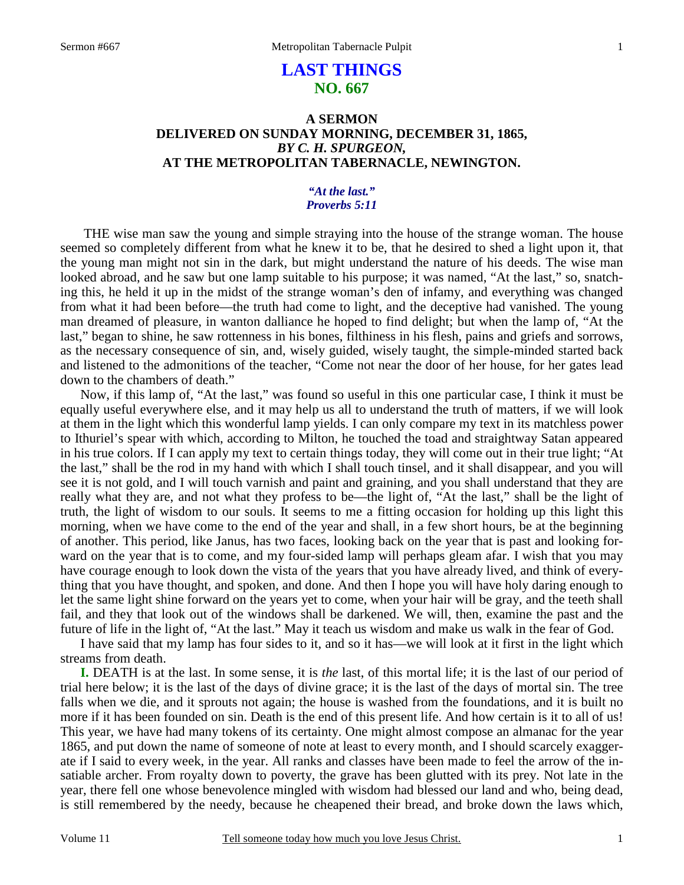# LAST THINGS
## NO. 667

### A SERMON
### DELIVERED ON SUNDAY MORNING, DECEMBER 31, 1865,
### *BY C. H. SPURGEON,*
### AT THE METROPOLITAN TABERNACLE, NEWINGTON.

*"At the last."*
*Proverbs 5:11*

THE wise man saw the young and simple straying into the house of the strange woman. The house seemed so completely different from what he knew it to be, that he desired to shed a light upon it, that the young man might not sin in the dark, but might understand the nature of his deeds. The wise man looked abroad, and he saw but one lamp suitable to his purpose; it was named, "At the last," so, snatching this, he held it up in the midst of the strange woman's den of infamy, and everything was changed from what it had been before—the truth had come to light, and the deceptive had vanished. The young man dreamed of pleasure, in wanton dalliance he hoped to find delight; but when the lamp of, "At the last," began to shine, he saw rottenness in his bones, filthiness in his flesh, pains and griefs and sorrows, as the necessary consequence of sin, and, wisely guided, wisely taught, the simple-minded started back and listened to the admonitions of the teacher, "Come not near the door of her house, for her gates lead down to the chambers of death."

Now, if this lamp of, "At the last," was found so useful in this one particular case, I think it must be equally useful everywhere else, and it may help us all to understand the truth of matters, if we will look at them in the light which this wonderful lamp yields. I can only compare my text in its matchless power to Ithuriel's spear with which, according to Milton, he touched the toad and straightway Satan appeared in his true colors. If I can apply my text to certain things today, they will come out in their true light; "At the last," shall be the rod in my hand with which I shall touch tinsel, and it shall disappear, and you will see it is not gold, and I will touch varnish and paint and graining, and you shall understand that they are really what they are, and not what they profess to be—the light of, "At the last," shall be the light of truth, the light of wisdom to our souls. It seems to me a fitting occasion for holding up this light this morning, when we have come to the end of the year and shall, in a few short hours, be at the beginning of another. This period, like Janus, has two faces, looking back on the year that is past and looking forward on the year that is to come, and my four-sided lamp will perhaps gleam afar. I wish that you may have courage enough to look down the vista of the years that you have already lived, and think of everything that you have thought, and spoken, and done. And then I hope you will have holy daring enough to let the same light shine forward on the years yet to come, when your hair will be gray, and the teeth shall fail, and they that look out of the windows shall be darkened. We will, then, examine the past and the future of life in the light of, "At the last." May it teach us wisdom and make us walk in the fear of God.

I have said that my lamp has four sides to it, and so it has—we will look at it first in the light which streams from death.

**I.** DEATH is at the last. In some sense, it is *the* last, of this mortal life; it is the last of our period of trial here below; it is the last of the days of divine grace; it is the last of the days of mortal sin. The tree falls when we die, and it sprouts not again; the house is washed from the foundations, and it is built no more if it has been founded on sin. Death is the end of this present life. And how certain is it to all of us! This year, we have had many tokens of its certainty. One might almost compose an almanac for the year 1865, and put down the name of someone of note at least to every month, and I should scarcely exaggerate if I said to every week, in the year. All ranks and classes have been made to feel the arrow of the insatiable archer. From royalty down to poverty, the grave has been glutted with its prey. Not late in the year, there fell one whose benevolence mingled with wisdom had blessed our land and who, being dead, is still remembered by the needy, because he cheapened their bread, and broke down the laws which,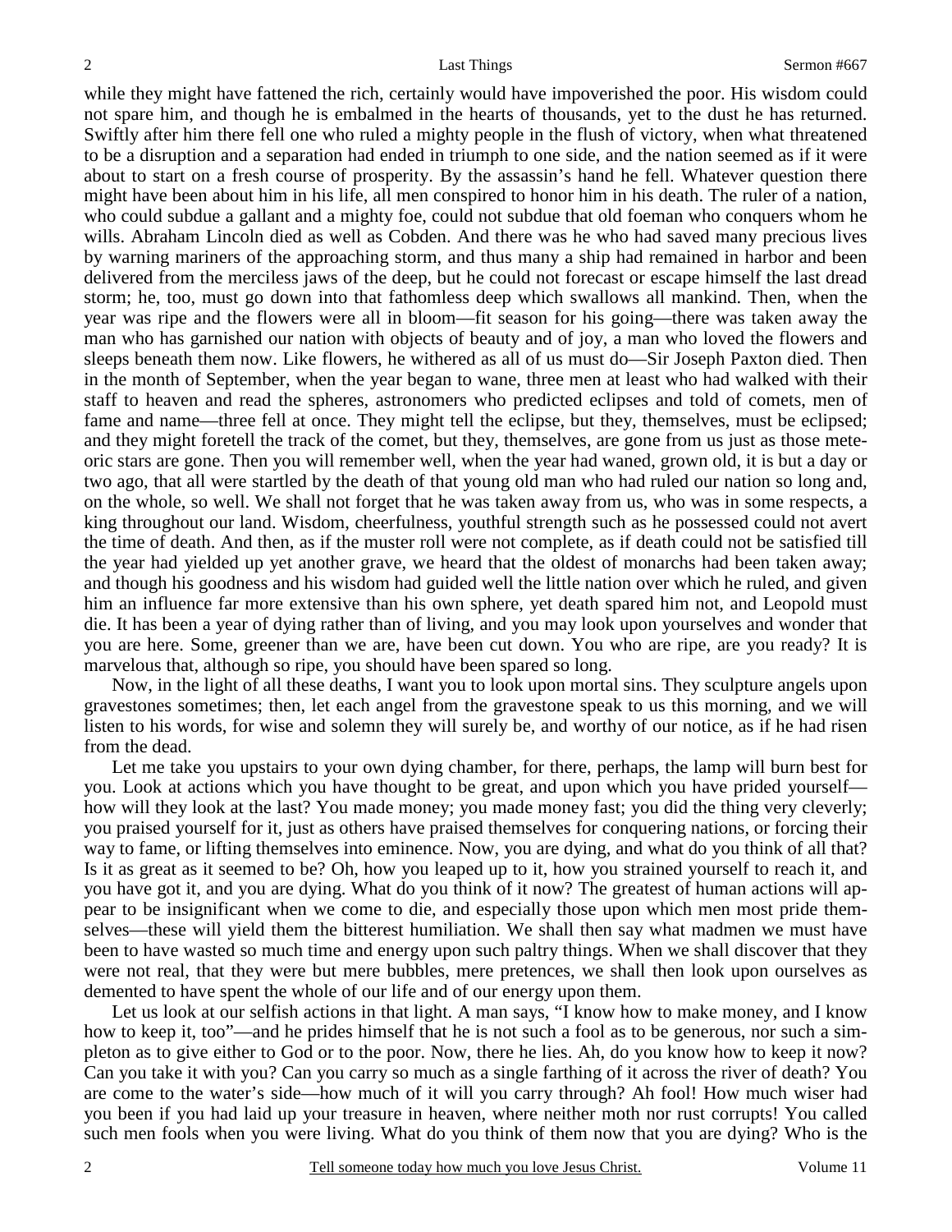while they might have fattened the rich, certainly would have impoverished the poor. His wisdom could not spare him, and though he is embalmed in the hearts of thousands, yet to the dust he has returned. Swiftly after him there fell one who ruled a mighty people in the flush of victory, when what threatened to be a disruption and a separation had ended in triumph to one side, and the nation seemed as if it were about to start on a fresh course of prosperity. By the assassin's hand he fell. Whatever question there might have been about him in his life, all men conspired to honor him in his death. The ruler of a nation, who could subdue a gallant and a mighty foe, could not subdue that old foeman who conquers whom he wills. Abraham Lincoln died as well as Cobden. And there was he who had saved many precious lives by warning mariners of the approaching storm, and thus many a ship had remained in harbor and been delivered from the merciless jaws of the deep, but he could not forecast or escape himself the last dread storm; he, too, must go down into that fathomless deep which swallows all mankind. Then, when the year was ripe and the flowers were all in bloom—fit season for his going—there was taken away the man who has garnished our nation with objects of beauty and of joy, a man who loved the flowers and sleeps beneath them now. Like flowers, he withered as all of us must do—Sir Joseph Paxton died. Then in the month of September, when the year began to wane, three men at least who had walked with their staff to heaven and read the spheres, astronomers who predicted eclipses and told of comets, men of fame and name—three fell at once. They might tell the eclipse, but they, themselves, must be eclipsed; and they might foretell the track of the comet, but they, themselves, are gone from us just as those meteoric stars are gone. Then you will remember well, when the year had waned, grown old, it is but a day or two ago, that all were startled by the death of that young old man who had ruled our nation so long and, on the whole, so well. We shall not forget that he was taken away from us, who was in some respects, a king throughout our land. Wisdom, cheerfulness, youthful strength such as he possessed could not avert the time of death. And then, as if the muster roll were not complete, as if death could not be satisfied till the year had yielded up yet another grave, we heard that the oldest of monarchs had been taken away; and though his goodness and his wisdom had guided well the little nation over which he ruled, and given him an influence far more extensive than his own sphere, yet death spared him not, and Leopold must die. It has been a year of dying rather than of living, and you may look upon yourselves and wonder that you are here. Some, greener than we are, have been cut down. You who are ripe, are you ready? It is marvelous that, although so ripe, you should have been spared so long.

Now, in the light of all these deaths, I want you to look upon mortal sins. They sculpture angels upon gravestones sometimes; then, let each angel from the gravestone speak to us this morning, and we will listen to his words, for wise and solemn they will surely be, and worthy of our notice, as if he had risen from the dead.

Let me take you upstairs to your own dying chamber, for there, perhaps, the lamp will burn best for you. Look at actions which you have thought to be great, and upon which you have prided yourself—how will they look at the last? You made money; you made money fast; you did the thing very cleverly; you praised yourself for it, just as others have praised themselves for conquering nations, or forcing their way to fame, or lifting themselves into eminence. Now, you are dying, and what do you think of all that? Is it as great as it seemed to be? Oh, how you leaped up to it, how you strained yourself to reach it, and you have got it, and you are dying. What do you think of it now? The greatest of human actions will appear to be insignificant when we come to die, and especially those upon which men most pride themselves—these will yield them the bitterest humiliation. We shall then say what madmen we must have been to have wasted so much time and energy upon such paltry things. When we shall discover that they were not real, that they were but mere bubbles, mere pretences, we shall then look upon ourselves as demented to have spent the whole of our life and of our energy upon them.

Let us look at our selfish actions in that light. A man says, "I know how to make money, and I know how to keep it, too"—and he prides himself that he is not such a fool as to be generous, nor such a simpleton as to give either to God or to the poor. Now, there he lies. Ah, do you know how to keep it now? Can you take it with you? Can you carry so much as a single farthing of it across the river of death? You are come to the water's side—how much of it will you carry through? Ah fool! How much wiser had you been if you had laid up your treasure in heaven, where neither moth nor rust corrupts! You called such men fools when you were living. What do you think of them now that you are dying? Who is the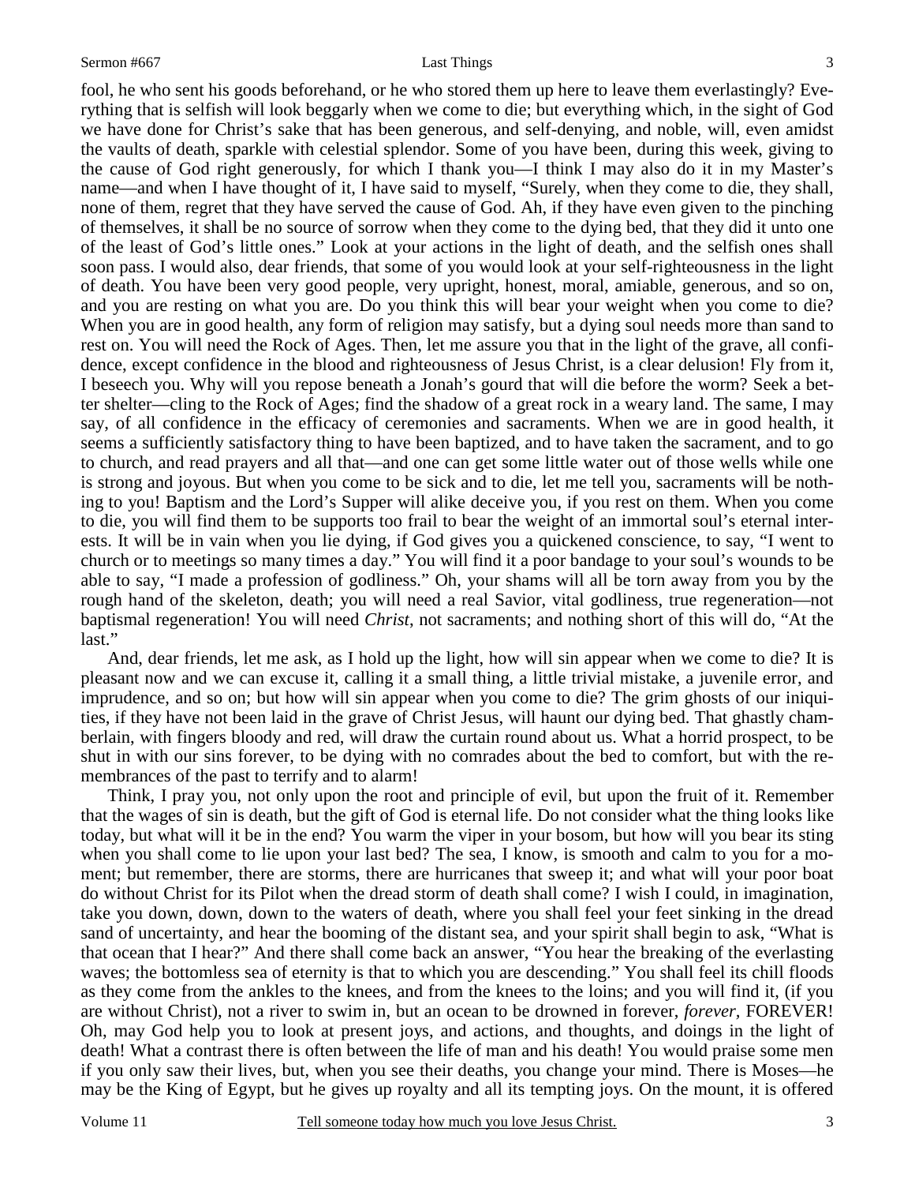fool, he who sent his goods beforehand, or he who stored them up here to leave them everlastingly? Everything that is selfish will look beggarly when we come to die; but everything which, in the sight of God we have done for Christ's sake that has been generous, and self-denying, and noble, will, even amidst the vaults of death, sparkle with celestial splendor. Some of you have been, during this week, giving to the cause of God right generously, for which I thank you—I think I may also do it in my Master's name—and when I have thought of it, I have said to myself, "Surely, when they come to die, they shall, none of them, regret that they have served the cause of God. Ah, if they have even given to the pinching of themselves, it shall be no source of sorrow when they come to the dying bed, that they did it unto one of the least of God's little ones." Look at your actions in the light of death, and the selfish ones shall soon pass. I would also, dear friends, that some of you would look at your self-righteousness in the light of death. You have been very good people, very upright, honest, moral, amiable, generous, and so on, and you are resting on what you are. Do you think this will bear your weight when you come to die? When you are in good health, any form of religion may satisfy, but a dying soul needs more than sand to rest on. You will need the Rock of Ages. Then, let me assure you that in the light of the grave, all confidence, except confidence in the blood and righteousness of Jesus Christ, is a clear delusion! Fly from it, I beseech you. Why will you repose beneath a Jonah's gourd that will die before the worm? Seek a better shelter—cling to the Rock of Ages; find the shadow of a great rock in a weary land. The same, I may say, of all confidence in the efficacy of ceremonies and sacraments. When we are in good health, it seems a sufficiently satisfactory thing to have been baptized, and to have taken the sacrament, and to go to church, and read prayers and all that—and one can get some little water out of those wells while one is strong and joyous. But when you come to be sick and to die, let me tell you, sacraments will be nothing to you! Baptism and the Lord's Supper will alike deceive you, if you rest on them. When you come to die, you will find them to be supports too frail to bear the weight of an immortal soul's eternal interests. It will be in vain when you lie dying, if God gives you a quickened conscience, to say, "I went to church or to meetings so many times a day." You will find it a poor bandage to your soul's wounds to be able to say, "I made a profession of godliness." Oh, your shams will all be torn away from you by the rough hand of the skeleton, death; you will need a real Savior, vital godliness, true regeneration—not baptismal regeneration! You will need *Christ*, not sacraments; and nothing short of this will do, "At the last."

And, dear friends, let me ask, as I hold up the light, how will sin appear when we come to die? It is pleasant now and we can excuse it, calling it a small thing, a little trivial mistake, a juvenile error, and imprudence, and so on; but how will sin appear when you come to die? The grim ghosts of our iniquities, if they have not been laid in the grave of Christ Jesus, will haunt our dying bed. That ghastly chamberlain, with fingers bloody and red, will draw the curtain round about us. What a horrid prospect, to be shut in with our sins forever, to be dying with no comrades about the bed to comfort, but with the remembrances of the past to terrify and to alarm!

Think, I pray you, not only upon the root and principle of evil, but upon the fruit of it. Remember that the wages of sin is death, but the gift of God is eternal life. Do not consider what the thing looks like today, but what will it be in the end? You warm the viper in your bosom, but how will you bear its sting when you shall come to lie upon your last bed? The sea, I know, is smooth and calm to you for a moment; but remember, there are storms, there are hurricanes that sweep it; and what will your poor boat do without Christ for its Pilot when the dread storm of death shall come? I wish I could, in imagination, take you down, down, down to the waters of death, where you shall feel your feet sinking in the dread sand of uncertainty, and hear the booming of the distant sea, and your spirit shall begin to ask, "What is that ocean that I hear?" And there shall come back an answer, "You hear the breaking of the everlasting waves; the bottomless sea of eternity is that to which you are descending." You shall feel its chill floods as they come from the ankles to the knees, and from the knees to the loins; and you will find it, (if you are without Christ), not a river to swim in, but an ocean to be drowned in forever, *forever*, FOREVER! Oh, may God help you to look at present joys, and actions, and thoughts, and doings in the light of death! What a contrast there is often between the life of man and his death! You would praise some men if you only saw their lives, but, when you see their deaths, you change your mind. There is Moses—he may be the King of Egypt, but he gives up royalty and all its tempting joys. On the mount, it is offered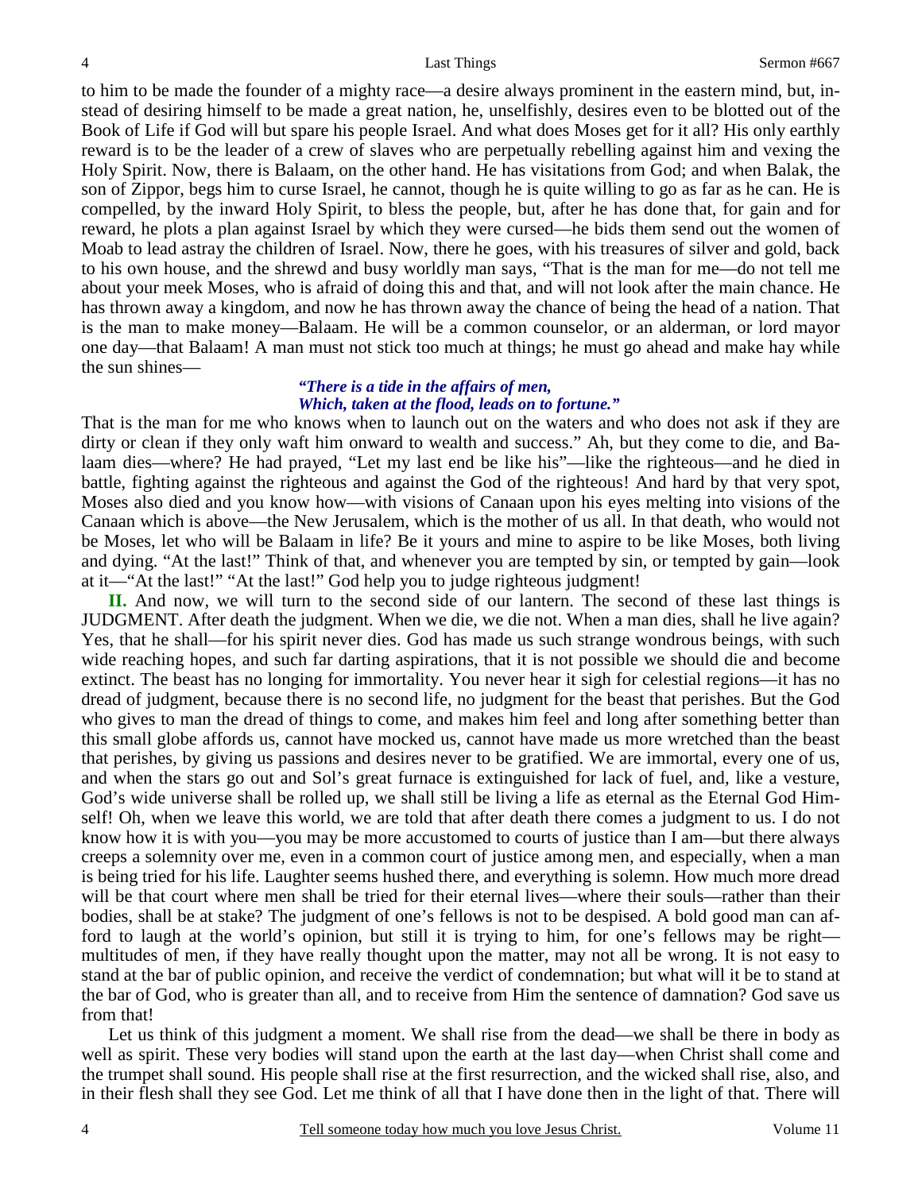to him to be made the founder of a mighty race—a desire always prominent in the eastern mind, but, instead of desiring himself to be made a great nation, he, unselfishly, desires even to be blotted out of the Book of Life if God will but spare his people Israel. And what does Moses get for it all? His only earthly reward is to be the leader of a crew of slaves who are perpetually rebelling against him and vexing the Holy Spirit. Now, there is Balaam, on the other hand. He has visitations from God; and when Balak, the son of Zippor, begs him to curse Israel, he cannot, though he is quite willing to go as far as he can. He is compelled, by the inward Holy Spirit, to bless the people, but, after he has done that, for gain and for reward, he plots a plan against Israel by which they were cursed—he bids them send out the women of Moab to lead astray the children of Israel. Now, there he goes, with his treasures of silver and gold, back to his own house, and the shrewd and busy worldly man says, "That is the man for me—do not tell me about your meek Moses, who is afraid of doing this and that, and will not look after the main chance. He has thrown away a kingdom, and now he has thrown away the chance of being the head of a nation. That is the man to make money—Balaam. He will be a common counselor, or an alderman, or lord mayor one day—that Balaam! A man must not stick too much at things; he must go ahead and make hay while the sun shines—

*"There is a tide in the affairs of men,*
*Which, taken at the flood, leads on to fortune."*

That is the man for me who knows when to launch out on the waters and who does not ask if they are dirty or clean if they only waft him onward to wealth and success." Ah, but they come to die, and Balaam dies—where? He had prayed, "Let my last end be like his"—like the righteous—and he died in battle, fighting against the righteous and against the God of the righteous! And hard by that very spot, Moses also died and you know how—with visions of Canaan upon his eyes melting into visions of the Canaan which is above—the New Jerusalem, which is the mother of us all. In that death, who would not be Moses, let who will be Balaam in life? Be it yours and mine to aspire to be like Moses, both living and dying. "At the last!" Think of that, and whenever you are tempted by sin, or tempted by gain—look at it—"At the last!" "At the last!" God help you to judge righteous judgment!

**II.** And now, we will turn to the second side of our lantern. The second of these last things is JUDGMENT. After death the judgment. When we die, we die not. When a man dies, shall he live again? Yes, that he shall—for his spirit never dies. God has made us such strange wondrous beings, with such wide reaching hopes, and such far darting aspirations, that it is not possible we should die and become extinct. The beast has no longing for immortality. You never hear it sigh for celestial regions—it has no dread of judgment, because there is no second life, no judgment for the beast that perishes. But the God who gives to man the dread of things to come, and makes him feel and long after something better than this small globe affords us, cannot have mocked us, cannot have made us more wretched than the beast that perishes, by giving us passions and desires never to be gratified. We are immortal, every one of us, and when the stars go out and Sol's great furnace is extinguished for lack of fuel, and, like a vesture, God's wide universe shall be rolled up, we shall still be living a life as eternal as the Eternal God Himself! Oh, when we leave this world, we are told that after death there comes a judgment to us. I do not know how it is with you—you may be more accustomed to courts of justice than I am—but there always creeps a solemnity over me, even in a common court of justice among men, and especially, when a man is being tried for his life. Laughter seems hushed there, and everything is solemn. How much more dread will be that court where men shall be tried for their eternal lives—where their souls—rather than their bodies, shall be at stake? The judgment of one's fellows is not to be despised. A bold good man can afford to laugh at the world's opinion, but still it is trying to him, for one's fellows may be right—multitudes of men, if they have really thought upon the matter, may not all be wrong. It is not easy to stand at the bar of public opinion, and receive the verdict of condemnation; but what will it be to stand at the bar of God, who is greater than all, and to receive from Him the sentence of damnation? God save us from that!

Let us think of this judgment a moment. We shall rise from the dead—we shall be there in body as well as spirit. These very bodies will stand upon the earth at the last day—when Christ shall come and the trumpet shall sound. His people shall rise at the first resurrection, and the wicked shall rise, also, and in their flesh shall they see God. Let me think of all that I have done then in the light of that. There will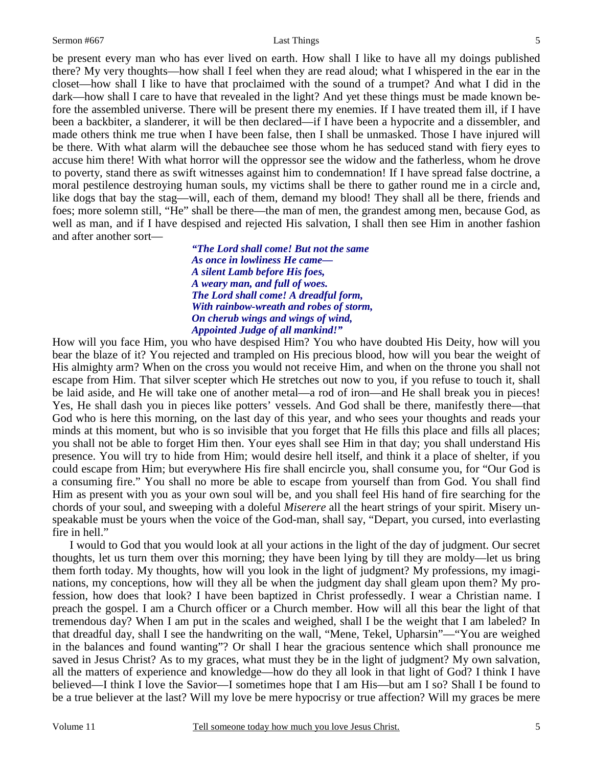be present every man who has ever lived on earth. How shall I like to have all my doings published there? My very thoughts—how shall I feel when they are read aloud; what I whispered in the ear in the closet—how shall I like to have that proclaimed with the sound of a trumpet? And what I did in the dark—how shall I care to have that revealed in the light? And yet these things must be made known before the assembled universe. There will be present there my enemies. If I have treated them ill, if I have been a backbiter, a slanderer, it will be then declared—if I have been a hypocrite and a dissembler, and made others think me true when I have been false, then I shall be unmasked. Those I have injured will be there. With what alarm will the debauchee see those whom he has seduced stand with fiery eyes to accuse him there! With what horror will the oppressor see the widow and the fatherless, whom he drove to poverty, stand there as swift witnesses against him to condemnation! If I have spread false doctrine, a moral pestilence destroying human souls, my victims shall be there to gather round me in a circle and, like dogs that bay the stag—will, each of them, demand my blood! They shall all be there, friends and foes; more solemn still, "He" shall be there—the man of men, the grandest among men, because God, as well as man, and if I have despised and rejected His salvation, I shall then see Him in another fashion and after another sort—

> ***"The Lord shall come! But not the same***
> ***As once in lowliness He came—***
> ***A silent Lamb before His foes,***
> ***A weary man, and full of woes.***
> ***The Lord shall come! A dreadful form,***
> ***With rainbow-wreath and robes of storm,***
> ***On cherub wings and wings of wind,***
> ***Appointed Judge of all mankind!"***

How will you face Him, you who have despised Him? You who have doubted His Deity, how will you bear the blaze of it? You rejected and trampled on His precious blood, how will you bear the weight of His almighty arm? When on the cross you would not receive Him, and when on the throne you shall not escape from Him. That silver scepter which He stretches out now to you, if you refuse to touch it, shall be laid aside, and He will take one of another metal—a rod of iron—and He shall break you in pieces! Yes, He shall dash you in pieces like potters' vessels. And God shall be there, manifestly there—that God who is here this morning, on the last day of this year, and who sees your thoughts and reads your minds at this moment, but who is so invisible that you forget that He fills this place and fills all places; you shall not be able to forget Him then. Your eyes shall see Him in that day; you shall understand His presence. You will try to hide from Him; would desire hell itself, and think it a place of shelter, if you could escape from Him; but everywhere His fire shall encircle you, shall consume you, for "Our God is a consuming fire." You shall no more be able to escape from yourself than from God. You shall find Him as present with you as your own soul will be, and you shall feel His hand of fire searching for the chords of your soul, and sweeping with a doleful *Miserere* all the heart strings of your spirit. Misery unspeakable must be yours when the voice of the God-man, shall say, "Depart, you cursed, into everlasting fire in hell."

I would to God that you would look at all your actions in the light of the day of judgment. Our secret thoughts, let us turn them over this morning; they have been lying by till they are moldy—let us bring them forth today. My thoughts, how will you look in the light of judgment? My professions, my imaginations, my conceptions, how will they all be when the judgment day shall gleam upon them? My profession, how does that look? I have been baptized in Christ professedly. I wear a Christian name. I preach the gospel. I am a Church officer or a Church member. How will all this bear the light of that tremendous day? When I am put in the scales and weighed, shall I be the weight that I am labeled? In that dreadful day, shall I see the handwriting on the wall, "Mene, Tekel, Upharsin"—"You are weighed in the balances and found wanting"? Or shall I hear the gracious sentence which shall pronounce me saved in Jesus Christ? As to my graces, what must they be in the light of judgment? My own salvation, all the matters of experience and knowledge—how do they all look in that light of God? I think I have believed—I think I love the Savior—I sometimes hope that I am His—but am I so? Shall I be found to be a true believer at the last? Will my love be mere hypocrisy or true affection? Will my graces be mere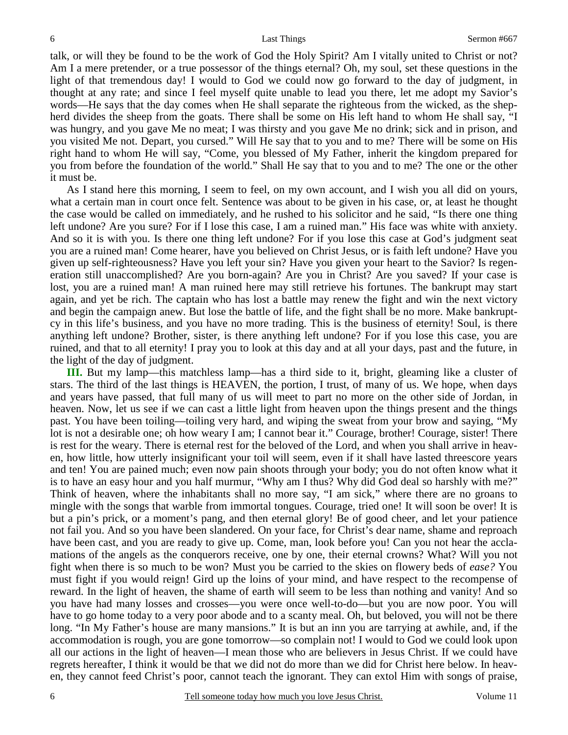talk, or will they be found to be the work of God the Holy Spirit? Am I vitally united to Christ or not? Am I a mere pretender, or a true possessor of the things eternal? Oh, my soul, set these questions in the light of that tremendous day! I would to God we could now go forward to the day of judgment, in thought at any rate; and since I feel myself quite unable to lead you there, let me adopt my Savior's words—He says that the day comes when He shall separate the righteous from the wicked, as the shepherd divides the sheep from the goats. There shall be some on His left hand to whom He shall say, "I was hungry, and you gave Me no meat; I was thirsty and you gave Me no drink; sick and in prison, and you visited Me not. Depart, you cursed." Will He say that to you and to me? There will be some on His right hand to whom He will say, "Come, you blessed of My Father, inherit the kingdom prepared for you from before the foundation of the world." Shall He say that to you and to me? The one or the other it must be.

As I stand here this morning, I seem to feel, on my own account, and I wish you all did on yours, what a certain man in court once felt. Sentence was about to be given in his case, or, at least he thought the case would be called on immediately, and he rushed to his solicitor and he said, "Is there one thing left undone? Are you sure? For if I lose this case, I am a ruined man." His face was white with anxiety. And so it is with you. Is there one thing left undone? For if you lose this case at God's judgment seat you are a ruined man! Come hearer, have you believed on Christ Jesus, or is faith left undone? Have you given up self-righteousness? Have you left your sin? Have you given your heart to the Savior? Is regeneration still unaccomplished? Are you born-again? Are you in Christ? Are you saved? If your case is lost, you are a ruined man! A man ruined here may still retrieve his fortunes. The bankrupt may start again, and yet be rich. The captain who has lost a battle may renew the fight and win the next victory and begin the campaign anew. But lose the battle of life, and the fight shall be no more. Make bankruptcy in this life's business, and you have no more trading. This is the business of eternity! Soul, is there anything left undone? Brother, sister, is there anything left undone? For if you lose this case, you are ruined, and that to all eternity! I pray you to look at this day and at all your days, past and the future, in the light of the day of judgment.

**III.** But my lamp—this matchless lamp—has a third side to it, bright, gleaming like a cluster of stars. The third of the last things is HEAVEN, the portion, I trust, of many of us. We hope, when days and years have passed, that full many of us will meet to part no more on the other side of Jordan, in heaven. Now, let us see if we can cast a little light from heaven upon the things present and the things past. You have been toiling—toiling very hard, and wiping the sweat from your brow and saying, "My lot is not a desirable one; oh how weary I am; I cannot bear it." Courage, brother! Courage, sister! There is rest for the weary. There is eternal rest for the beloved of the Lord, and when you shall arrive in heaven, how little, how utterly insignificant your toil will seem, even if it shall have lasted threescore years and ten! You are pained much; even now pain shoots through your body; you do not often know what it is to have an easy hour and you half murmur, "Why am I thus? Why did God deal so harshly with me?" Think of heaven, where the inhabitants shall no more say, "I am sick," where there are no groans to mingle with the songs that warble from immortal tongues. Courage, tried one! It will soon be over! It is but a pin's prick, or a moment's pang, and then eternal glory! Be of good cheer, and let your patience not fail you. And so you have been slandered. On your face, for Christ's dear name, shame and reproach have been cast, and you are ready to give up. Come, man, look before you! Can you not hear the acclamations of the angels as the conquerors receive, one by one, their eternal crowns? What? Will you not fight when there is so much to be won? Must you be carried to the skies on flowery beds of *ease?* You must fight if you would reign! Gird up the loins of your mind, and have respect to the recompense of reward. In the light of heaven, the shame of earth will seem to be less than nothing and vanity! And so you have had many losses and crosses—you were once well-to-do—but you are now poor. You will have to go home today to a very poor abode and to a scanty meal. Oh, but beloved, you will not be there long. "In My Father's house are many mansions." It is but an inn you are tarrying at awhile, and, if the accommodation is rough, you are gone tomorrow—so complain not! I would to God we could look upon all our actions in the light of heaven—I mean those who are believers in Jesus Christ. If we could have regrets hereafter, I think it would be that we did not do more than we did for Christ here below. In heaven, they cannot feed Christ's poor, cannot teach the ignorant. They can extol Him with songs of praise,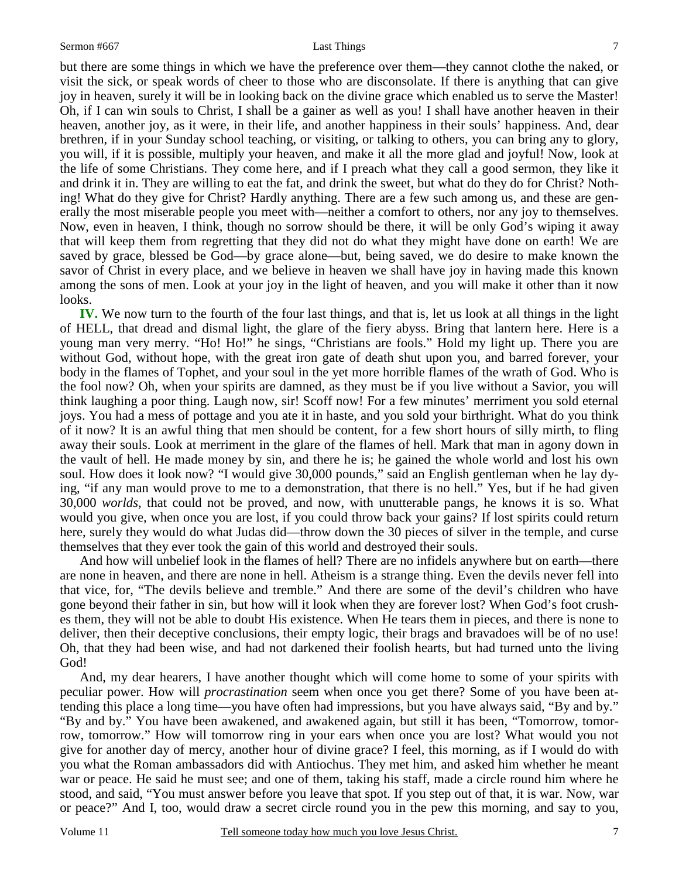but there are some things in which we have the preference over them—they cannot clothe the naked, or visit the sick, or speak words of cheer to those who are disconsolate. If there is anything that can give joy in heaven, surely it will be in looking back on the divine grace which enabled us to serve the Master! Oh, if I can win souls to Christ, I shall be a gainer as well as you! I shall have another heaven in their heaven, another joy, as it were, in their life, and another happiness in their souls' happiness. And, dear brethren, if in your Sunday school teaching, or visiting, or talking to others, you can bring any to glory, you will, if it is possible, multiply your heaven, and make it all the more glad and joyful! Now, look at the life of some Christians. They come here, and if I preach what they call a good sermon, they like it and drink it in. They are willing to eat the fat, and drink the sweet, but what do they do for Christ? Nothing! What do they give for Christ? Hardly anything. There are a few such among us, and these are generally the most miserable people you meet with—neither a comfort to others, nor any joy to themselves. Now, even in heaven, I think, though no sorrow should be there, it will be only God's wiping it away that will keep them from regretting that they did not do what they might have done on earth! We are saved by grace, blessed be God—by grace alone—but, being saved, we do desire to make known the savor of Christ in every place, and we believe in heaven we shall have joy in having made this known among the sons of men. Look at your joy in the light of heaven, and you will make it other than it now looks.

**IV.** We now turn to the fourth of the four last things, and that is, let us look at all things in the light of HELL, that dread and dismal light, the glare of the fiery abyss. Bring that lantern here. Here is a young man very merry. "Ho! Ho!" he sings, "Christians are fools." Hold my light up. There you are without God, without hope, with the great iron gate of death shut upon you, and barred forever, your body in the flames of Tophet, and your soul in the yet more horrible flames of the wrath of God. Who is the fool now? Oh, when your spirits are damned, as they must be if you live without a Savior, you will think laughing a poor thing. Laugh now, sir! Scoff now! For a few minutes' merriment you sold eternal joys. You had a mess of pottage and you ate it in haste, and you sold your birthright. What do you think of it now? It is an awful thing that men should be content, for a few short hours of silly mirth, to fling away their souls. Look at merriment in the glare of the flames of hell. Mark that man in agony down in the vault of hell. He made money by sin, and there he is; he gained the whole world and lost his own soul. How does it look now? "I would give 30,000 pounds," said an English gentleman when he lay dying, "if any man would prove to me to a demonstration, that there is no hell." Yes, but if he had given 30,000 *worlds*, that could not be proved, and now, with unutterable pangs, he knows it is so. What would you give, when once you are lost, if you could throw back your gains? If lost spirits could return here, surely they would do what Judas did—throw down the 30 pieces of silver in the temple, and curse themselves that they ever took the gain of this world and destroyed their souls.

And how will unbelief look in the flames of hell? There are no infidels anywhere but on earth—there are none in heaven, and there are none in hell. Atheism is a strange thing. Even the devils never fell into that vice, for, "The devils believe and tremble." And there are some of the devil's children who have gone beyond their father in sin, but how will it look when they are forever lost? When God's foot crushes them, they will not be able to doubt His existence. When He tears them in pieces, and there is none to deliver, then their deceptive conclusions, their empty logic, their brags and bravadoes will be of no use! Oh, that they had been wise, and had not darkened their foolish hearts, but had turned unto the living God!

And, my dear hearers, I have another thought which will come home to some of your spirits with peculiar power. How will *procrastination* seem when once you get there? Some of you have been attending this place a long time—you have often had impressions, but you have always said, "By and by." "By and by." You have been awakened, and awakened again, but still it has been, "Tomorrow, tomorrow, tomorrow." How will tomorrow ring in your ears when once you are lost? What would you not give for another day of mercy, another hour of divine grace? I feel, this morning, as if I would do with you what the Roman ambassadors did with Antiochus. They met him, and asked him whether he meant war or peace. He said he must see; and one of them, taking his staff, made a circle round him where he stood, and said, "You must answer before you leave that spot. If you step out of that, it is war. Now, war or peace?" And I, too, would draw a secret circle round you in the pew this morning, and say to you,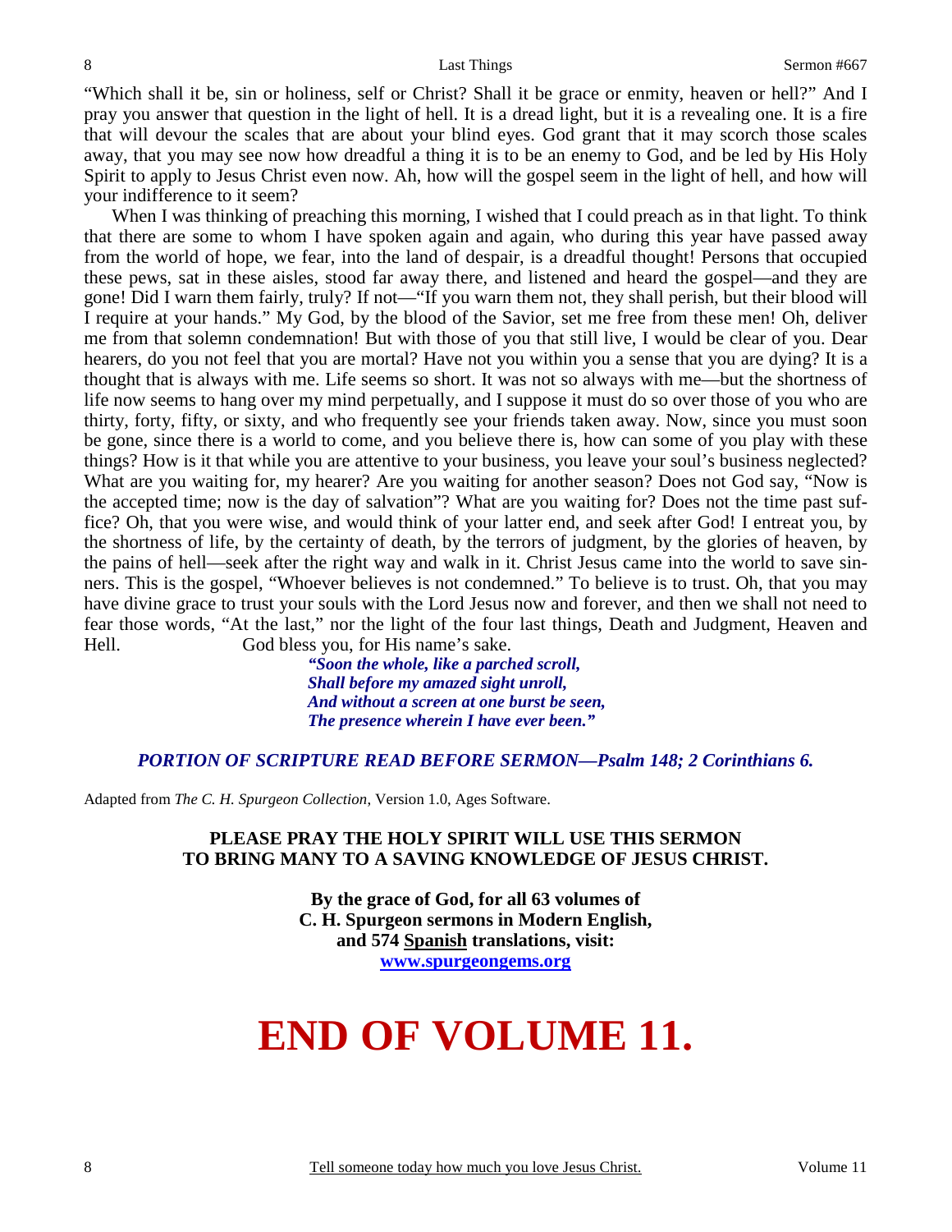"Which shall it be, sin or holiness, self or Christ? Shall it be grace or enmity, heaven or hell?" And I pray you answer that question in the light of hell. It is a dread light, but it is a revealing one. It is a fire that will devour the scales that are about your blind eyes. God grant that it may scorch those scales away, that you may see now how dreadful a thing it is to be an enemy to God, and be led by His Holy Spirit to apply to Jesus Christ even now. Ah, how will the gospel seem in the light of hell, and how will your indifference to it seem?

When I was thinking of preaching this morning, I wished that I could preach as in that light. To think that there are some to whom I have spoken again and again, who during this year have passed away from the world of hope, we fear, into the land of despair, is a dreadful thought! Persons that occupied these pews, sat in these aisles, stood far away there, and listened and heard the gospel—and they are gone! Did I warn them fairly, truly? If not—"If you warn them not, they shall perish, but their blood will I require at your hands." My God, by the blood of the Savior, set me free from these men! Oh, deliver me from that solemn condemnation! But with those of you that still live, I would be clear of you. Dear hearers, do you not feel that you are mortal? Have not you within you a sense that you are dying? It is a thought that is always with me. Life seems so short. It was not so always with me—but the shortness of life now seems to hang over my mind perpetually, and I suppose it must do so over those of you who are thirty, forty, fifty, or sixty, and who frequently see your friends taken away. Now, since you must soon be gone, since there is a world to come, and you believe there is, how can some of you play with these things? How is it that while you are attentive to your business, you leave your soul's business neglected? What are you waiting for, my hearer? Are you waiting for another season? Does not God say, "Now is the accepted time; now is the day of salvation"? What are you waiting for? Does not the time past suffice? Oh, that you were wise, and would think of your latter end, and seek after God! I entreat you, by the shortness of life, by the certainty of death, by the terrors of judgment, by the glories of heaven, by the pains of hell—seek after the right way and walk in it. Christ Jesus came into the world to save sinners. This is the gospel, "Whoever believes is not condemned." To believe is to trust. Oh, that you may have divine grace to trust your souls with the Lord Jesus now and forever, and then we shall not need to fear those words, "At the last," nor the light of the four last things, Death and Judgment, Heaven and Hell. God bless you, for His name's sake.

> ***"Soon the whole, like a parched scroll,***
> ***Shall before my amazed sight unroll,***
> ***And without a screen at one burst be seen,***
> ***The presence wherein I have ever been."***

***PORTION OF SCRIPTURE READ BEFORE SERMON—Psalm 148; 2 Corinthians 6.***

Adapted from *The C. H. Spurgeon Collection*, Version 1.0, Ages Software.

**PLEASE PRAY THE HOLY SPIRIT WILL USE THIS SERMON TO BRING MANY TO A SAVING KNOWLEDGE OF JESUS CHRIST.**

**By the grace of God, for all 63 volumes of C. H. Spurgeon sermons in Modern English, and 574 Spanish translations, visit: www.spurgeongems.org**

# END OF VOLUME 11.

Tell someone today how much you love Jesus Christ.